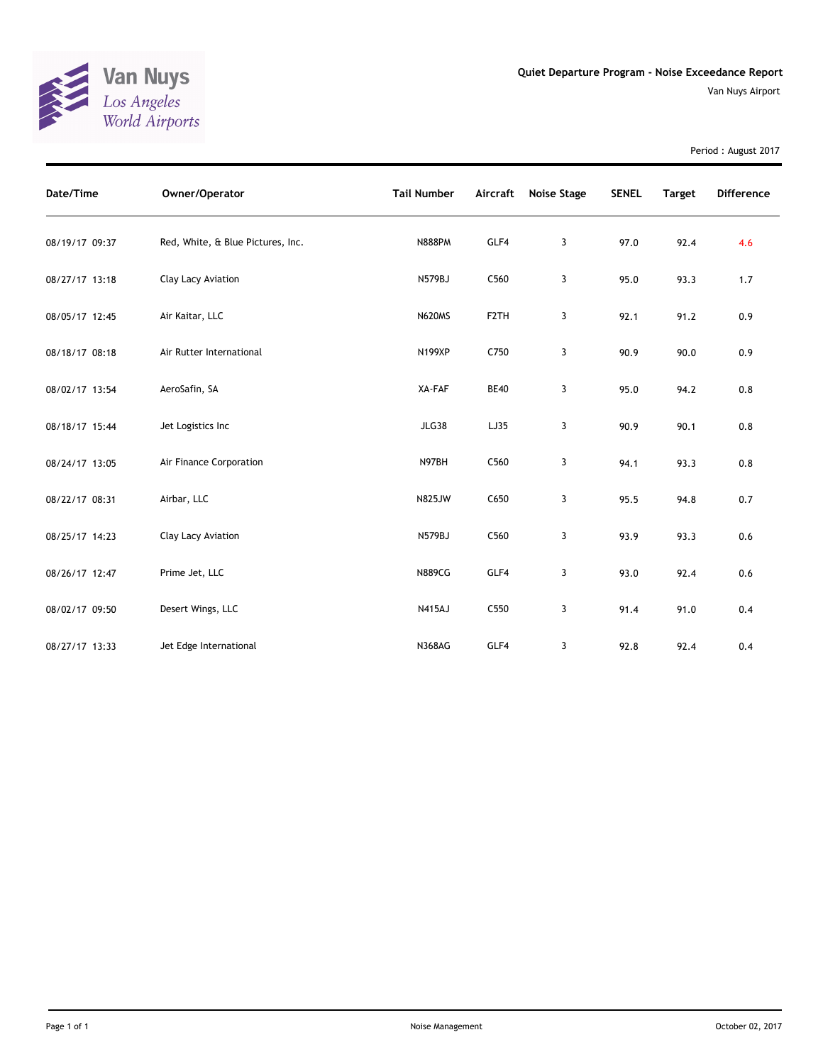Van Nuys
Los Angeles
World Airports

# Quiet Departure Program - Noise Exceedance Report

Van Nuys Airport

Period : August 2017

| Date/Time | Owner/Operator | Tail Number | Aircraft | Noise Stage | SENEL | Target | Difference |
|---|---|---|---|---|---|---|---|
| 08/19/17 09:37 | Red, White, & Blue Pictures, Inc. | N888PM | GLF4 | 3 | 97.0 | 92.4 | 4.6 |
| 08/27/17 13:18 | Clay Lacy Aviation | N579BJ | C560 | 3 | 95.0 | 93.3 | 1.7 |
| 08/05/17 12:45 | Air Kaitar, LLC | N620MS | F2TH | 3 | 92.1 | 91.2 | 0.9 |
| 08/18/17 08:18 | Air Rutter International | N199XP | C750 | 3 | 90.9 | 90.0 | 0.9 |
| 08/02/17 13:54 | AeroSafin, SA | XA-FAF | BE40 | 3 | 95.0 | 94.2 | 0.8 |
| 08/18/17 15:44 | Jet Logistics Inc | JLG38 | LJ35 | 3 | 90.9 | 90.1 | 0.8 |
| 08/24/17 13:05 | Air Finance Corporation | N97BH | C560 | 3 | 94.1 | 93.3 | 0.8 |
| 08/22/17 08:31 | Airbar, LLC | N825JW | C650 | 3 | 95.5 | 94.8 | 0.7 |
| 08/25/17 14:23 | Clay Lacy Aviation | N579BJ | C560 | 3 | 93.9 | 93.3 | 0.6 |
| 08/26/17 12:47 | Prime Jet, LLC | N889CG | GLF4 | 3 | 93.0 | 92.4 | 0.6 |
| 08/02/17 09:50 | Desert Wings, LLC | N415AJ | C550 | 3 | 91.4 | 91.0 | 0.4 |
| 08/27/17 13:33 | Jet Edge International | N368AG | GLF4 | 3 | 92.8 | 92.4 | 0.4 |

Noise Management

October 02, 2017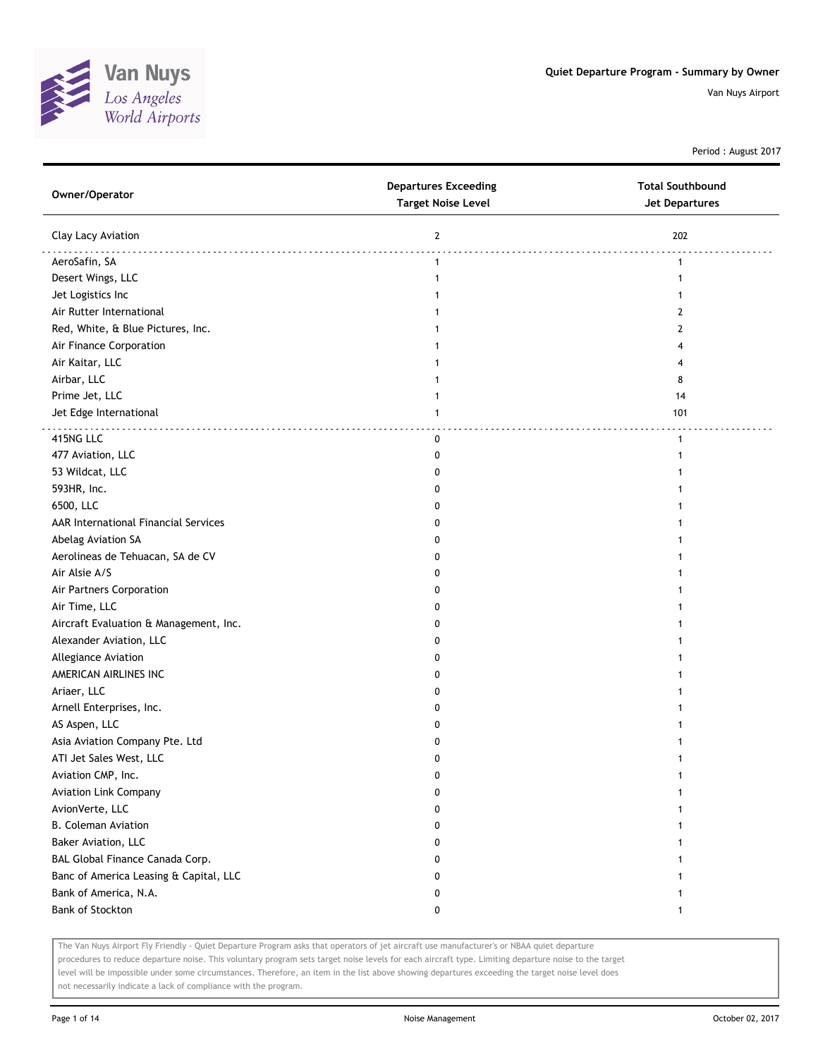# Quiet Departure Program - Summary by Owner

Van Nuys Airport

Period : August 2017

| Owner/Operator | Departures Exceeding Target Noise Level | Total Southbound Jet Departures |
|---|---|---|
| Clay Lacy Aviation | 2 | 202 |
| AeroSafin, SA | 1 | 1 |
| Desert Wings, LLC | 1 | 1 |
| Jet Logistics Inc | 1 | 1 |
| Air Rutter International | 1 | 2 |
| Red, White, & Blue Pictures, Inc. | 1 | 2 |
| Air Finance Corporation | 1 | 4 |
| Air Kaitar, LLC | 1 | 4 |
| Airbar, LLC | 1 | 8 |
| Prime Jet, LLC | 1 | 14 |
| Jet Edge International | 1 | 101 |
| 415NG LLC | 0 | 1 |
| 477 Aviation, LLC | 0 | 1 |
| 53 Wildcat, LLC | 0 | 1 |
| 593HR, Inc. | 0 | 1 |
| 6500, LLC | 0 | 1 |
| AAR International Financial Services | 0 | 1 |
| Abelag Aviation SA | 0 | 1 |
| Aerolineas de Tehuacan, SA de CV | 0 | 1 |
| Air Alsie A/S | 0 | 1 |
| Air Partners Corporation | 0 | 1 |
| Air Time, LLC | 0 | 1 |
| Aircraft Evaluation & Management, Inc. | 0 | 1 |
| Alexander Aviation, LLC | 0 | 1 |
| Allegiance Aviation | 0 | 1 |
| AMERICAN AIRLINES INC | 0 | 1 |
| Ariaer, LLC | 0 | 1 |
| Arnell Enterprises, Inc. | 0 | 1 |
| AS Aspen, LLC | 0 | 1 |
| Asia Aviation Company Pte. Ltd | 0 | 1 |
| ATI Jet Sales West, LLC | 0 | 1 |
| Aviation CMP, Inc. | 0 | 1 |
| Aviation Link Company | 0 | 1 |
| AvionVerte, LLC | 0 | 1 |
| B. Coleman Aviation | 0 | 1 |
| Baker Aviation, LLC | 0 | 1 |
| BAL Global Finance Canada Corp. | 0 | 1 |
| Banc of America Leasing & Capital, LLC | 0 | 1 |
| Bank of America, N.A. | 0 | 1 |
| Bank of Stockton | 0 | 1 |

The Van Nuys Airport Fly Friendly - Quiet Departure Program asks that operators of jet aircraft use manufacturer's or NBAA quiet departure procedures to reduce departure noise. This voluntary program sets target noise levels for each aircraft type. Limiting departure noise to the target level will be impossible under some circumstances. Therefore, an item in the list above showing departures exceeding the target noise level does not necessarily indicate a lack of compliance with the program.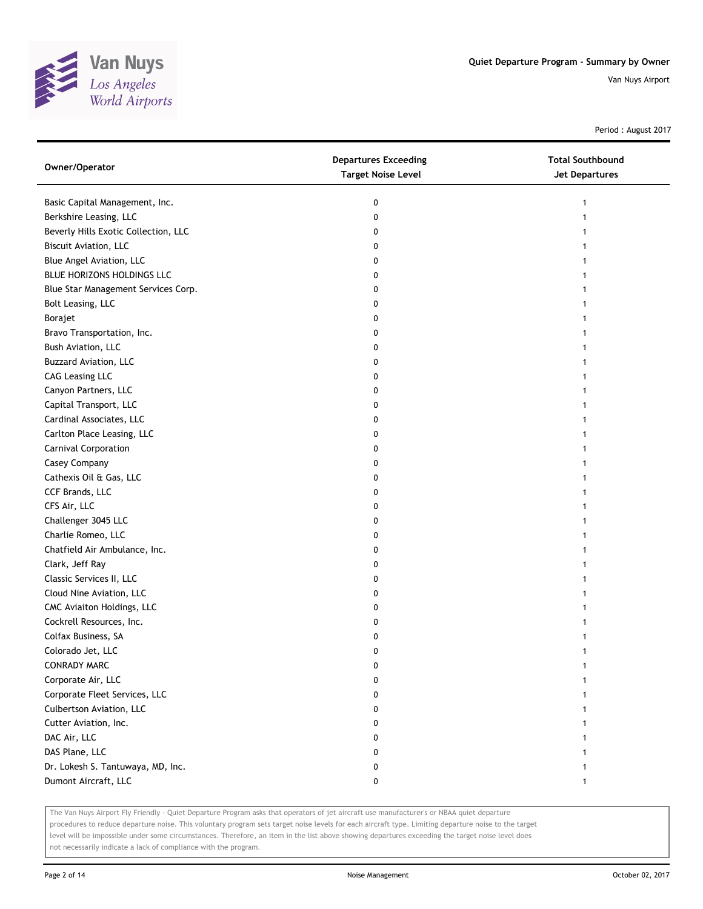Period : August 2017

| Owner/Operator | Departures Exceeding Target Noise Level | Total Southbound Jet Departures |
|---|---|---|
| Basic Capital Management, Inc. | 0 | 1 |
| Berkshire Leasing, LLC | 0 | 1 |
| Beverly Hills Exotic Collection, LLC | 0 | 1 |
| Biscuit Aviation, LLC | 0 | 1 |
| Blue Angel Aviation, LLC | 0 | 1 |
| BLUE HORIZONS HOLDINGS LLC | 0 | 1 |
| Blue Star Management Services Corp. | 0 | 1 |
| Bolt Leasing, LLC | 0 | 1 |
| Borajet | 0 | 1 |
| Bravo Transportation, Inc. | 0 | 1 |
| Bush Aviation, LLC | 0 | 1 |
| Buzzard Aviation, LLC | 0 | 1 |
| CAG Leasing LLC | 0 | 1 |
| Canyon Partners, LLC | 0 | 1 |
| Capital Transport, LLC | 0 | 1 |
| Cardinal Associates, LLC | 0 | 1 |
| Carlton Place Leasing, LLC | 0 | 1 |
| Carnival Corporation | 0 | 1 |
| Casey Company | 0 | 1 |
| Cathexis Oil & Gas, LLC | 0 | 1 |
| CCF Brands, LLC | 0 | 1 |
| CFS Air, LLC | 0 | 1 |
| Challenger 3045 LLC | 0 | 1 |
| Charlie Romeo, LLC | 0 | 1 |
| Chatfield Air Ambulance, Inc. | 0 | 1 |
| Clark, Jeff Ray | 0 | 1 |
| Classic Services II, LLC | 0 | 1 |
| Cloud Nine Aviation, LLC | 0 | 1 |
| CMC Aviaiton Holdings, LLC | 0 | 1 |
| Cockrell Resources, Inc. | 0 | 1 |
| Colfax Business, SA | 0 | 1 |
| Colorado Jet, LLC | 0 | 1 |
| CONRADY MARC | 0 | 1 |
| Corporate Air, LLC | 0 | 1 |
| Corporate Fleet Services, LLC | 0 | 1 |
| Culbertson Aviation, LLC | 0 | 1 |
| Cutter Aviation, Inc. | 0 | 1 |
| DAC Air, LLC | 0 | 1 |
| DAS Plane, LLC | 0 | 1 |
| Dr. Lokesh S. Tantuwaya, MD, Inc. | 0 | 1 |
| Dumont Aircraft, LLC | 0 | 1 |

The Van Nuys Airport Fly Friendly - Quiet Departure Program asks that operators of jet aircraft use manufacturer's or NBAA quiet departure procedures to reduce departure noise. This voluntary program sets target noise levels for each aircraft type. Limiting departure noise to the target level will be impossible under some circumstances. Therefore, an item in the list above showing departures exceeding the target noise level does not necessarily indicate a lack of compliance with the program.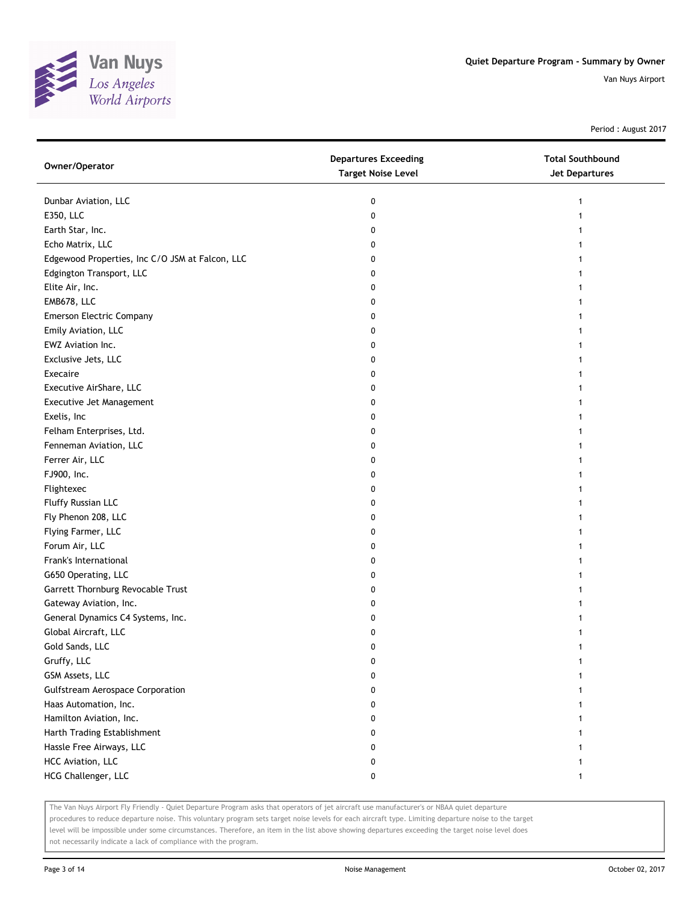Period : August 2017

| Owner/Operator | Departures Exceeding Target Noise Level | Total Southbound Jet Departures |
| --- | --- | --- |
| Dunbar Aviation, LLC | 0 | 1 |
| E350, LLC | 0 | 1 |
| Earth Star, Inc. | 0 | 1 |
| Echo Matrix, LLC | 0 | 1 |
| Edgewood Properties, Inc C/O JSM at Falcon, LLC | 0 | 1 |
| Edgington Transport, LLC | 0 | 1 |
| Elite Air, Inc. | 0 | 1 |
| EMB678, LLC | 0 | 1 |
| Emerson Electric Company | 0 | 1 |
| Emily Aviation, LLC | 0 | 1 |
| EWZ Aviation Inc. | 0 | 1 |
| Exclusive Jets, LLC | 0 | 1 |
| Execaire | 0 | 1 |
| Executive AirShare, LLC | 0 | 1 |
| Executive Jet Management | 0 | 1 |
| Exelis, Inc | 0 | 1 |
| Felham Enterprises, Ltd. | 0 | 1 |
| Fenneman Aviation, LLC | 0 | 1 |
| Ferrer Air, LLC | 0 | 1 |
| FJ900, Inc. | 0 | 1 |
| Flightexec | 0 | 1 |
| Fluffy Russian LLC | 0 | 1 |
| Fly Phenon 208, LLC | 0 | 1 |
| Flying Farmer, LLC | 0 | 1 |
| Forum Air, LLC | 0 | 1 |
| Frank's International | 0 | 1 |
| G650 Operating, LLC | 0 | 1 |
| Garrett Thornburg Revocable Trust | 0 | 1 |
| Gateway Aviation, Inc. | 0 | 1 |
| General Dynamics C4 Systems, Inc. | 0 | 1 |
| Global Aircraft, LLC | 0 | 1 |
| Gold Sands, LLC | 0 | 1 |
| Gruffy, LLC | 0 | 1 |
| GSM Assets, LLC | 0 | 1 |
| Gulfstream Aerospace Corporation | 0 | 1 |
| Haas Automation, Inc. | 0 | 1 |
| Hamilton Aviation, Inc. | 0 | 1 |
| Harth Trading Establishment | 0 | 1 |
| Hassle Free Airways, LLC | 0 | 1 |
| HCC Aviation, LLC | 0 | 1 |
| HCG Challenger, LLC | 0 | 1 |

The Van Nuys Airport Fly Friendly - Quiet Departure Program asks that operators of jet aircraft use manufacturer's or NBAA quiet departure procedures to reduce departure noise. This voluntary program sets target noise levels for each aircraft type. Limiting departure noise to the target level will be impossible under some circumstances. Therefore, an item in the list above showing departures exceeding the target noise level does not necessarily indicate a lack of compliance with the program.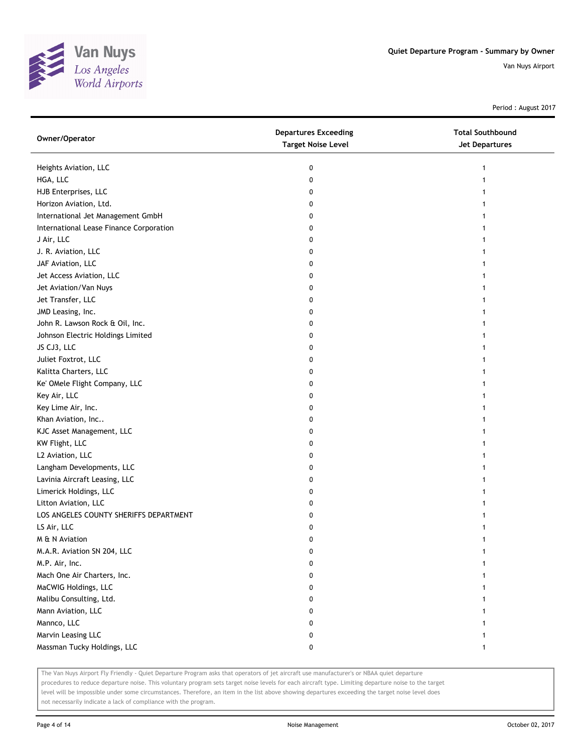# Quiet Departure Program - Summary by Owner

Van Nuys Airport

Period : August 2017

| Owner/Operator | Departures Exceeding Target Noise Level | Total Southbound Jet Departures |
|---|---|---|
| Heights Aviation, LLC | 0 | 1 |
| HGA, LLC | 0 | 1 |
| HJB Enterprises, LLC | 0 | 1 |
| Horizon Aviation, Ltd. | 0 | 1 |
| International Jet Management GmbH | 0 | 1 |
| International Lease Finance Corporation | 0 | 1 |
| J Air, LLC | 0 | 1 |
| J. R. Aviation, LLC | 0 | 1 |
| JAF Aviation, LLC | 0 | 1 |
| Jet Access Aviation, LLC | 0 | 1 |
| Jet Aviation/Van Nuys | 0 | 1 |
| Jet Transfer, LLC | 0 | 1 |
| JMD Leasing, Inc. | 0 | 1 |
| John R. Lawson Rock & Oil, Inc. | 0 | 1 |
| Johnson Electric Holdings Limited | 0 | 1 |
| JS CJ3, LLC | 0 | 1 |
| Juliet Foxtrot, LLC | 0 | 1 |
| Kalitta Charters, LLC | 0 | 1 |
| Ke' OMele Flight Company, LLC | 0 | 1 |
| Key Air, LLC | 0 | 1 |
| Key Lime Air, Inc. | 0 | 1 |
| Khan Aviation, Inc.. | 0 | 1 |
| KJC Asset Management, LLC | 0 | 1 |
| KW Flight, LLC | 0 | 1 |
| L2 Aviation, LLC | 0 | 1 |
| Langham Developments, LLC | 0 | 1 |
| Lavinia Aircraft Leasing, LLC | 0 | 1 |
| Limerick Holdings, LLC | 0 | 1 |
| Litton Aviation, LLC | 0 | 1 |
| LOS ANGELES COUNTY SHERIFFS DEPARTMENT | 0 | 1 |
| LS Air, LLC | 0 | 1 |
| M & N Aviation | 0 | 1 |
| M.A.R. Aviation SN 204, LLC | 0 | 1 |
| M.P. Air, Inc. | 0 | 1 |
| Mach One Air Charters, Inc. | 0 | 1 |
| MaCWIG Holdings, LLC | 0 | 1 |
| Malibu Consulting, Ltd. | 0 | 1 |
| Mann Aviation, LLC | 0 | 1 |
| Mannco, LLC | 0 | 1 |
| Marvin Leasing LLC | 0 | 1 |
| Massman Tucky Holdings, LLC | 0 | 1 |

The Van Nuys Airport Fly Friendly - Quiet Departure Program asks that operators of jet aircraft use manufacturer's or NBAA quiet departure procedures to reduce departure noise. This voluntary program sets target noise levels for each aircraft type. Limiting departure noise to the target level will be impossible under some circumstances. Therefore, an item in the list above showing departures exceeding the target noise level does not necessarily indicate a lack of compliance with the program.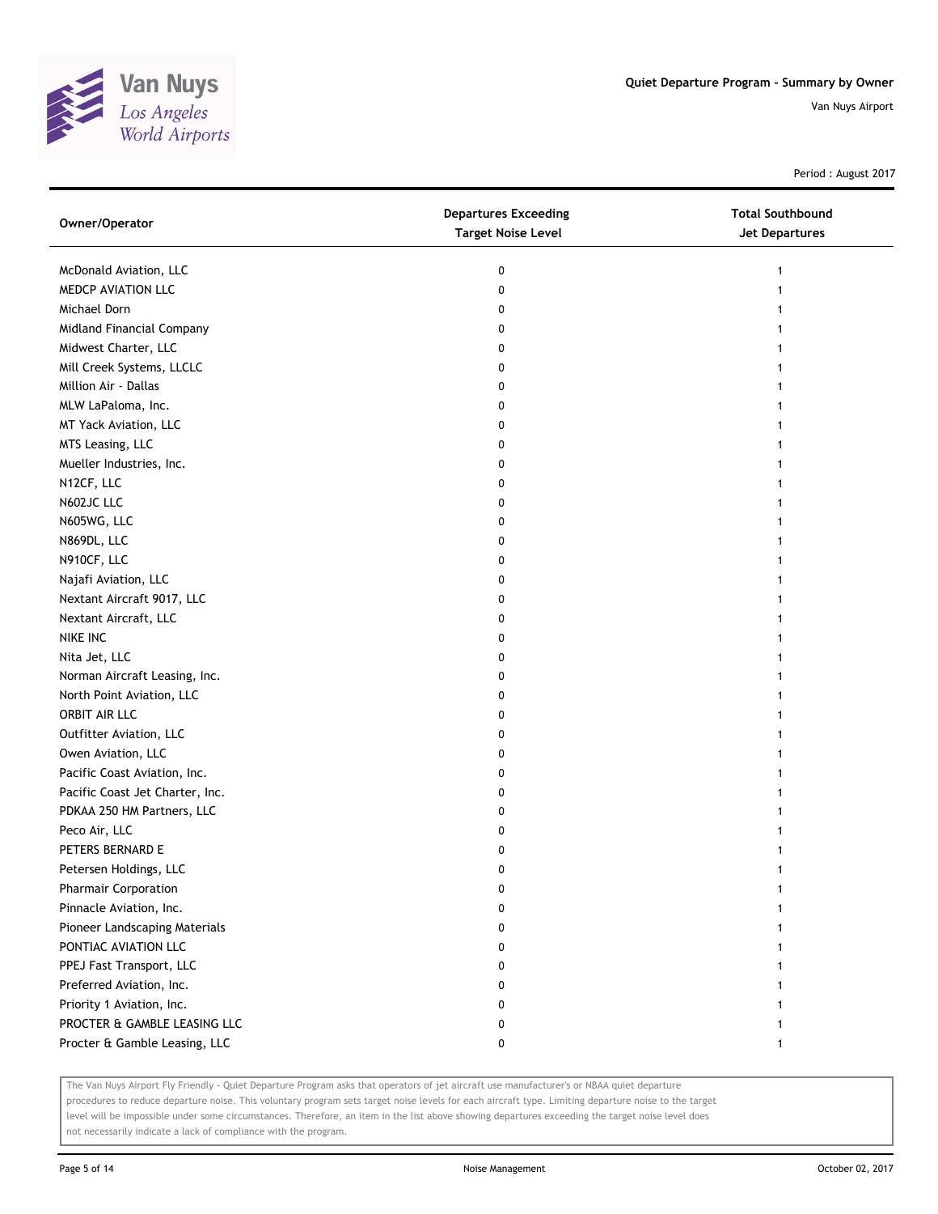| Owner/Operator | Departures Exceeding Target Noise Level | Total Southbound Jet Departures |
|---|---|---|
| McDonald Aviation, LLC | 0 | 1 |
| MEDCP AVIATION LLC | 0 | 1 |
| Michael Dorn | 0 | 1 |
| Midland Financial Company | 0 | 1 |
| Midwest Charter, LLC | 0 | 1 |
| Mill Creek Systems, LLCLC | 0 | 1 |
| Million Air - Dallas | 0 | 1 |
| MLW LaPaloma, Inc. | 0 | 1 |
| MT Yack Aviation, LLC | 0 | 1 |
| MTS Leasing, LLC | 0 | 1 |
| Mueller Industries, Inc. | 0 | 1 |
| N12CF, LLC | 0 | 1 |
| N602JC LLC | 0 | 1 |
| N605WG, LLC | 0 | 1 |
| N869DL, LLC | 0 | 1 |
| N910CF, LLC | 0 | 1 |
| Najafi Aviation, LLC | 0 | 1 |
| Nextant Aircraft 9017, LLC | 0 | 1 |
| Nextant Aircraft, LLC | 0 | 1 |
| NIKE INC | 0 | 1 |
| Nita Jet, LLC | 0 | 1 |
| Norman Aircraft Leasing, Inc. | 0 | 1 |
| North Point Aviation, LLC | 0 | 1 |
| ORBIT AIR LLC | 0 | 1 |
| Outfitter Aviation, LLC | 0 | 1 |
| Owen Aviation, LLC | 0 | 1 |
| Pacific Coast Aviation, Inc. | 0 | 1 |
| Pacific Coast Jet Charter, Inc. | 0 | 1 |
| PDKAA 250 HM Partners, LLC | 0 | 1 |
| Peco Air, LLC | 0 | 1 |
| PETERS BERNARD E | 0 | 1 |
| Petersen Holdings, LLC | 0 | 1 |
| Pharmair Corporation | 0 | 1 |
| Pinnacle Aviation, Inc. | 0 | 1 |
| Pioneer Landscaping Materials | 0 | 1 |
| PONTIAC AVIATION LLC | 0 | 1 |
| PPEJ Fast Transport, LLC | 0 | 1 |
| Preferred Aviation, Inc. | 0 | 1 |
| Priority 1 Aviation, Inc. | 0 | 1 |
| PROCTER & GAMBLE LEASING LLC | 0 | 1 |
| Procter & Gamble Leasing, LLC | 0 | 1 |

The Van Nuys Airport Fly Friendly - Quiet Departure Program asks that operators of jet aircraft use manufacturer's or NBAA quiet departure procedures to reduce departure noise. This voluntary program sets target noise levels for each aircraft type. Limiting departure noise to the target level will be impossible under some circumstances. Therefore, an item in the list above showing departures exceeding the target noise level does not necessarily indicate a lack of compliance with the program.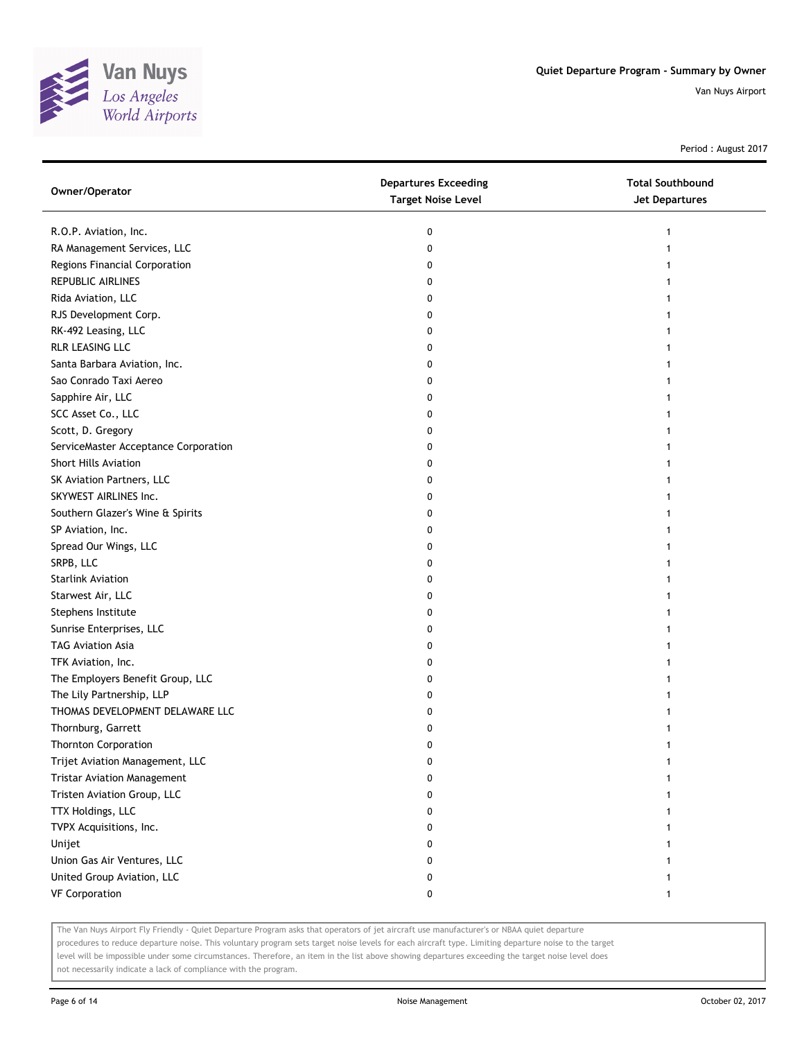# Quiet Departure Program - Summary by Owner

Van Nuys Airport

Period : August 2017

| Owner/Operator | Departures Exceeding Target Noise Level | Total Southbound Jet Departures |
|---|---|---|
| R.O.P. Aviation, Inc. | 0 | 1 |
| RA Management Services, LLC | 0 | 1 |
| Regions Financial Corporation | 0 | 1 |
| REPUBLIC AIRLINES | 0 | 1 |
| Rida Aviation, LLC | 0 | 1 |
| RJS Development Corp. | 0 | 1 |
| RK-492 Leasing, LLC | 0 | 1 |
| RLR LEASING LLC | 0 | 1 |
| Santa Barbara Aviation, Inc. | 0 | 1 |
| Sao Conrado Taxi Aereo | 0 | 1 |
| Sapphire Air, LLC | 0 | 1 |
| SCC Asset Co., LLC | 0 | 1 |
| Scott, D. Gregory | 0 | 1 |
| ServiceMaster Acceptance Corporation | 0 | 1 |
| Short Hills Aviation | 0 | 1 |
| SK Aviation Partners, LLC | 0 | 1 |
| SKYWEST AIRLINES Inc. | 0 | 1 |
| Southern Glazer's Wine & Spirits | 0 | 1 |
| SP Aviation, Inc. | 0 | 1 |
| Spread Our Wings, LLC | 0 | 1 |
| SRPB, LLC | 0 | 1 |
| Starlink Aviation | 0 | 1 |
| Starwest Air, LLC | 0 | 1 |
| Stephens Institute | 0 | 1 |
| Sunrise Enterprises, LLC | 0 | 1 |
| TAG Aviation Asia | 0 | 1 |
| TFK Aviation, Inc. | 0 | 1 |
| The Employers Benefit Group, LLC | 0 | 1 |
| The Lily Partnership, LLP | 0 | 1 |
| THOMAS DEVELOPMENT DELAWARE LLC | 0 | 1 |
| Thornburg, Garrett | 0 | 1 |
| Thornton Corporation | 0 | 1 |
| Trijet Aviation Management, LLC | 0 | 1 |
| Tristar Aviation Management | 0 | 1 |
| Tristen Aviation Group, LLC | 0 | 1 |
| TTX Holdings, LLC | 0 | 1 |
| TVPX Acquisitions, Inc. | 0 | 1 |
| Unijet | 0 | 1 |
| Union Gas Air Ventures, LLC | 0 | 1 |
| United Group Aviation, LLC | 0 | 1 |
| VF Corporation | 0 | 1 |

The Van Nuys Airport Fly Friendly - Quiet Departure Program asks that operators of jet aircraft use manufacturer's or NBAA quiet departure procedures to reduce departure noise. This voluntary program sets target noise levels for each aircraft type. Limiting departure noise to the target level will be impossible under some circumstances. Therefore, an item in the list above showing departures exceeding the target noise level does not necessarily indicate a lack of compliance with the program.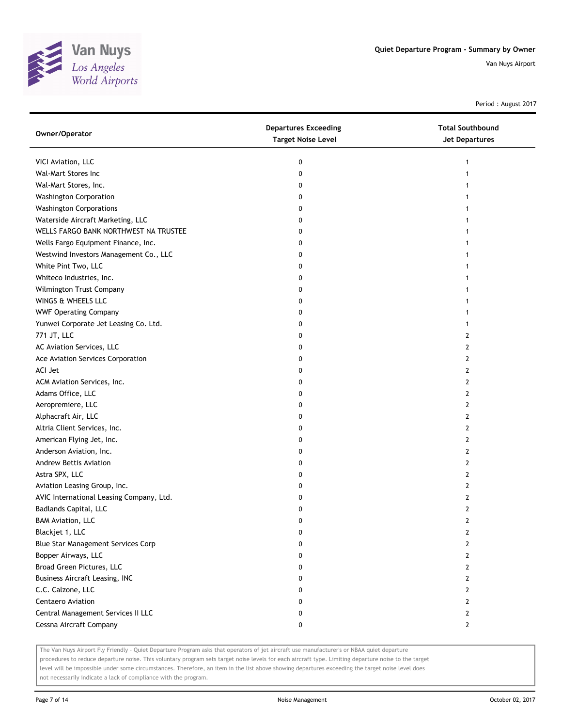Period : August 2017

| Owner/Operator | Departures Exceeding Target Noise Level | Total Southbound Jet Departures |
|---|---|---|
| VICI Aviation, LLC | 0 | 1 |
| Wal-Mart Stores Inc | 0 | 1 |
| Wal-Mart Stores, Inc. | 0 | 1 |
| Washington Corporation | 0 | 1 |
| Washington Corporations | 0 | 1 |
| Waterside Aircraft Marketing, LLC | 0 | 1 |
| WELLS FARGO BANK NORTHWEST NA TRUSTEE | 0 | 1 |
| Wells Fargo Equipment Finance, Inc. | 0 | 1 |
| Westwind Investors Management Co., LLC | 0 | 1 |
| White Pint Two, LLC | 0 | 1 |
| Whiteco Industries, Inc. | 0 | 1 |
| Wilmington Trust Company | 0 | 1 |
| WINGS & WHEELS LLC | 0 | 1 |
| WWF Operating Company | 0 | 1 |
| Yunwei Corporate Jet Leasing Co. Ltd. | 0 | 1 |
| 771 JT, LLC | 0 | 2 |
| AC Aviation Services, LLC | 0 | 2 |
| Ace Aviation Services Corporation | 0 | 2 |
| ACI Jet | 0 | 2 |
| ACM Aviation Services, Inc. | 0 | 2 |
| Adams Office, LLC | 0 | 2 |
| Aeropremiere, LLC | 0 | 2 |
| Alphacraft Air, LLC | 0 | 2 |
| Altria Client Services, Inc. | 0 | 2 |
| American Flying Jet, Inc. | 0 | 2 |
| Anderson Aviation, Inc. | 0 | 2 |
| Andrew Bettis Aviation | 0 | 2 |
| Astra SPX, LLC | 0 | 2 |
| Aviation Leasing Group, Inc. | 0 | 2 |
| AVIC International Leasing Company, Ltd. | 0 | 2 |
| Badlands Capital, LLC | 0 | 2 |
| BAM Aviation, LLC | 0 | 2 |
| Blackjet 1, LLC | 0 | 2 |
| Blue Star Management Services Corp | 0 | 2 |
| Bopper Airways, LLC | 0 | 2 |
| Broad Green Pictures, LLC | 0 | 2 |
| Business Aircraft Leasing, INC | 0 | 2 |
| C.C. Calzone, LLC | 0 | 2 |
| Centaero Aviation | 0 | 2 |
| Central Management Services II LLC | 0 | 2 |
| Cessna Aircraft Company | 0 | 2 |

The Van Nuys Airport Fly Friendly - Quiet Departure Program asks that operators of jet aircraft use manufacturer's or NBAA quiet departure procedures to reduce departure noise. This voluntary program sets target noise levels for each aircraft type. Limiting departure noise to the target level will be impossible under some circumstances. Therefore, an item in the list above showing departures exceeding the target noise level does not necessarily indicate a lack of compliance with the program.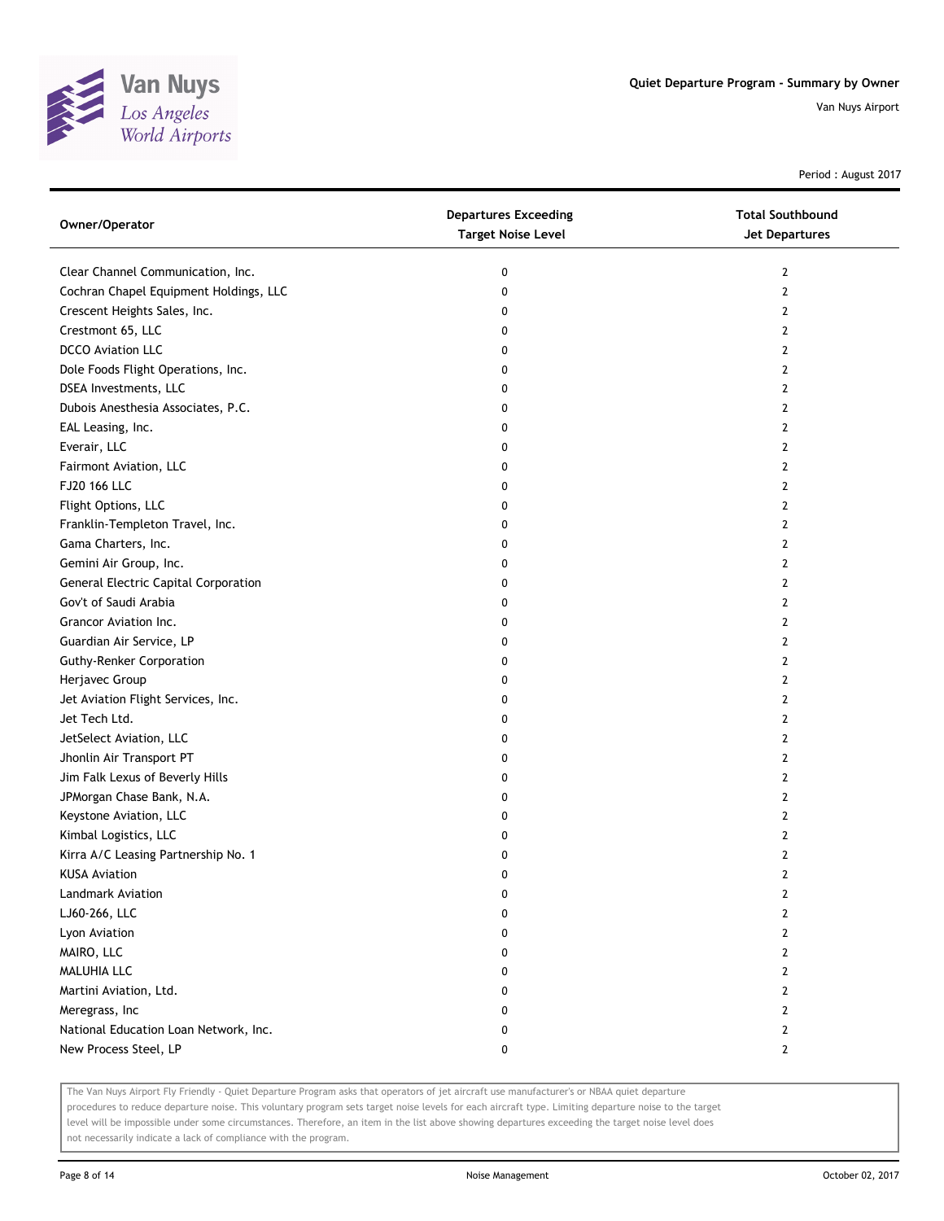Quiet Departure Program - Summary by Owner

Van Nuys Airport

Period : August 2017

| Owner/Operator | Departures Exceeding Target Noise Level | Total Southbound Jet Departures |
|---|---|---|
| Clear Channel Communication, Inc. | 0 | 2 |
| Cochran Chapel Equipment Holdings, LLC | 0 | 2 |
| Crescent Heights Sales, Inc. | 0 | 2 |
| Crestmont 65, LLC | 0 | 2 |
| DCCO Aviation LLC | 0 | 2 |
| Dole Foods Flight Operations, Inc. | 0 | 2 |
| DSEA Investments, LLC | 0 | 2 |
| Dubois Anesthesia Associates, P.C. | 0 | 2 |
| EAL Leasing, Inc. | 0 | 2 |
| Everair, LLC | 0 | 2 |
| Fairmont Aviation, LLC | 0 | 2 |
| FJ20 166 LLC | 0 | 2 |
| Flight Options, LLC | 0 | 2 |
| Franklin-Templeton Travel, Inc. | 0 | 2 |
| Gama Charters, Inc. | 0 | 2 |
| Gemini Air Group, Inc. | 0 | 2 |
| General Electric Capital Corporation | 0 | 2 |
| Gov't of Saudi Arabia | 0 | 2 |
| Grancor Aviation Inc. | 0 | 2 |
| Guardian Air Service, LP | 0 | 2 |
| Guthy-Renker Corporation | 0 | 2 |
| Herjavec Group | 0 | 2 |
| Jet Aviation Flight Services, Inc. | 0 | 2 |
| Jet Tech Ltd. | 0 | 2 |
| JetSelect Aviation, LLC | 0 | 2 |
| Jhonlin Air Transport PT | 0 | 2 |
| Jim Falk Lexus of Beverly Hills | 0 | 2 |
| JPMorgan Chase Bank, N.A. | 0 | 2 |
| Keystone Aviation, LLC | 0 | 2 |
| Kimbal Logistics, LLC | 0 | 2 |
| Kirra A/C Leasing Partnership No. 1 | 0 | 2 |
| KUSA Aviation | 0 | 2 |
| Landmark Aviation | 0 | 2 |
| LJ60-266, LLC | 0 | 2 |
| Lyon Aviation | 0 | 2 |
| MAIRO, LLC | 0 | 2 |
| MALUHIA LLC | 0 | 2 |
| Martini Aviation, Ltd. | 0 | 2 |
| Meregrass, Inc | 0 | 2 |
| National Education Loan Network, Inc. | 0 | 2 |
| New Process Steel, LP | 0 | 2 |

The Van Nuys Airport Fly Friendly - Quiet Departure Program asks that operators of jet aircraft use manufacturer's or NBAA quiet departure procedures to reduce departure noise. This voluntary program sets target noise levels for each aircraft type. Limiting departure noise to the target level will be impossible under some circumstances. Therefore, an item in the list above showing departures exceeding the target noise level does not necessarily indicate a lack of compliance with the program.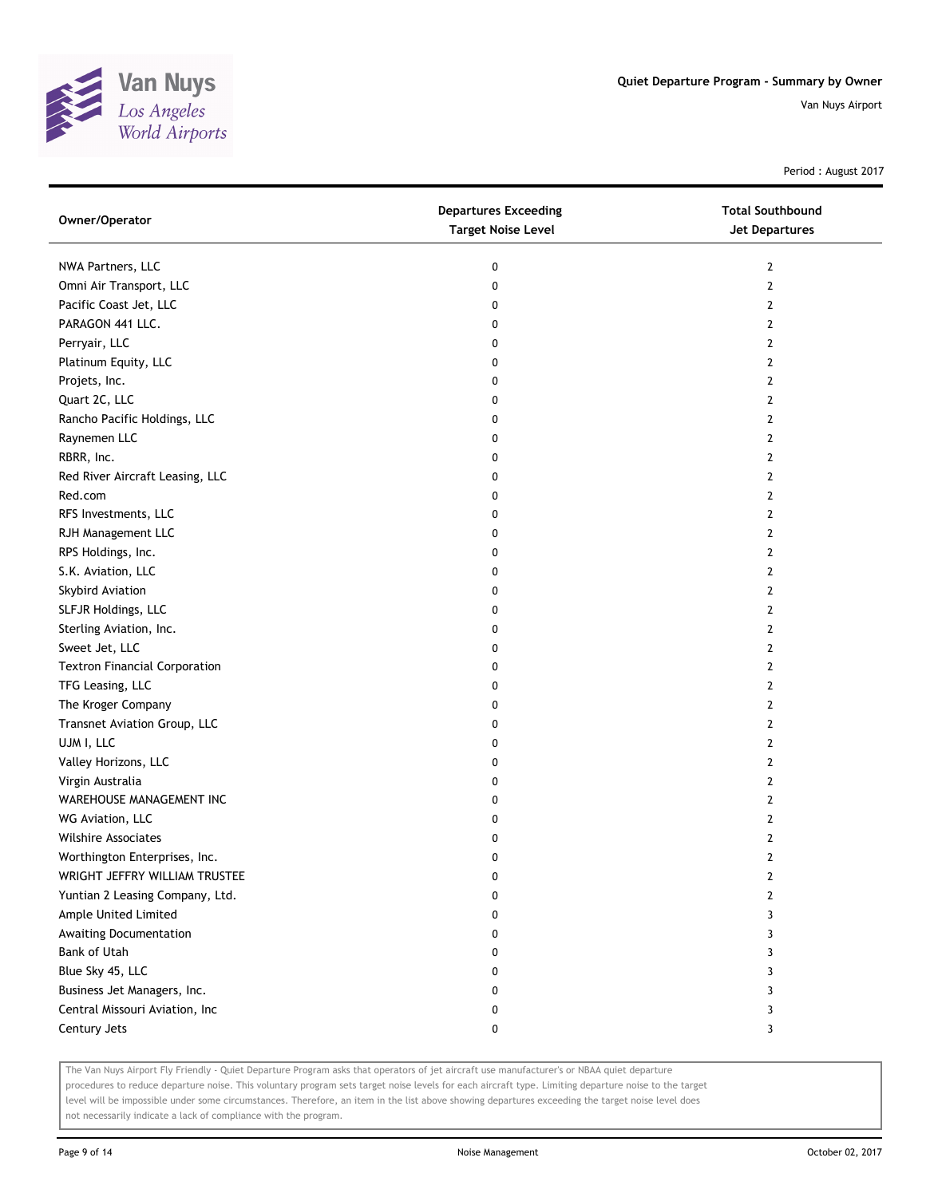# Quiet Departure Program - Summary by Owner

Van Nuys Airport

Period : August 2017

| Owner/Operator | Departures Exceeding Target Noise Level | Total Southbound Jet Departures |
|---|---|---|
| NWA Partners, LLC | 0 | 2 |
| Omni Air Transport, LLC | 0 | 2 |
| Pacific Coast Jet, LLC | 0 | 2 |
| PARAGON 441 LLC. | 0 | 2 |
| Perryair, LLC | 0 | 2 |
| Platinum Equity, LLC | 0 | 2 |
| Projets, Inc. | 0 | 2 |
| Quart 2C, LLC | 0 | 2 |
| Rancho Pacific Holdings, LLC | 0 | 2 |
| Raynemen LLC | 0 | 2 |
| RBRR, Inc. | 0 | 2 |
| Red River Aircraft Leasing, LLC | 0 | 2 |
| Red.com | 0 | 2 |
| RFS Investments, LLC | 0 | 2 |
| RJH Management LLC | 0 | 2 |
| RPS Holdings, Inc. | 0 | 2 |
| S.K. Aviation, LLC | 0 | 2 |
| Skybird Aviation | 0 | 2 |
| SLFJR Holdings, LLC | 0 | 2 |
| Sterling Aviation, Inc. | 0 | 2 |
| Sweet Jet, LLC | 0 | 2 |
| Textron Financial Corporation | 0 | 2 |
| TFG Leasing, LLC | 0 | 2 |
| The Kroger Company | 0 | 2 |
| Transnet Aviation Group, LLC | 0 | 2 |
| UJM I, LLC | 0 | 2 |
| Valley Horizons, LLC | 0 | 2 |
| Virgin Australia | 0 | 2 |
| WAREHOUSE MANAGEMENT INC | 0 | 2 |
| WG Aviation, LLC | 0 | 2 |
| Wilshire Associates | 0 | 2 |
| Worthington Enterprises, Inc. | 0 | 2 |
| WRIGHT JEFFRY WILLIAM TRUSTEE | 0 | 2 |
| Yuntian 2 Leasing Company, Ltd. | 0 | 2 |
| Ample United Limited | 0 | 3 |
| Awaiting Documentation | 0 | 3 |
| Bank of Utah | 0 | 3 |
| Blue Sky 45, LLC | 0 | 3 |
| Business Jet Managers, Inc. | 0 | 3 |
| Central Missouri Aviation, Inc | 0 | 3 |
| Century Jets | 0 | 3 |

The Van Nuys Airport Fly Friendly - Quiet Departure Program asks that operators of jet aircraft use manufacturer's or NBAA quiet departure procedures to reduce departure noise. This voluntary program sets target noise levels for each aircraft type. Limiting departure noise to the target level will be impossible under some circumstances. Therefore, an item in the list above showing departures exceeding the target noise level does not necessarily indicate a lack of compliance with the program.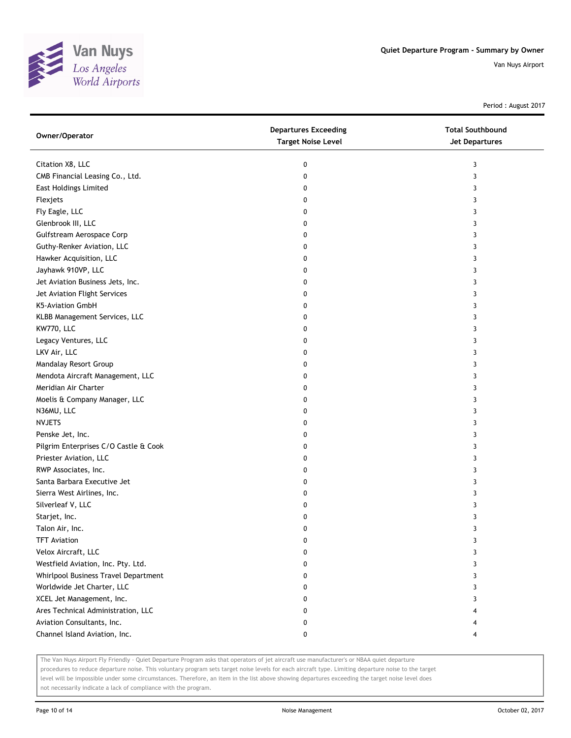# Quiet Departure Program - Summary by Owner

Van Nuys Airport

Period : August 2017

| Owner/Operator | Departures Exceeding Target Noise Level | Total Southbound Jet Departures |
|---|---|---|
| Citation X8, LLC | 0 | 3 |
| CMB Financial Leasing Co., Ltd. | 0 | 3 |
| East Holdings Limited | 0 | 3 |
| Flexjets | 0 | 3 |
| Fly Eagle, LLC | 0 | 3 |
| Glenbrook III, LLC | 0 | 3 |
| Gulfstream Aerospace Corp | 0 | 3 |
| Guthy-Renker Aviation, LLC | 0 | 3 |
| Hawker Acquisition, LLC | 0 | 3 |
| Jayhawk 910VP, LLC | 0 | 3 |
| Jet Aviation Business Jets, Inc. | 0 | 3 |
| Jet Aviation Flight Services | 0 | 3 |
| K5-Aviation GmbH | 0 | 3 |
| KLBB Management Services, LLC | 0 | 3 |
| KW770, LLC | 0 | 3 |
| Legacy Ventures, LLC | 0 | 3 |
| LKV Air, LLC | 0 | 3 |
| Mandalay Resort Group | 0 | 3 |
| Mendota Aircraft Management, LLC | 0 | 3 |
| Meridian Air Charter | 0 | 3 |
| Moelis & Company Manager, LLC | 0 | 3 |
| N36MU, LLC | 0 | 3 |
| NVJETS | 0 | 3 |
| Penske Jet, Inc. | 0 | 3 |
| Pilgrim Enterprises C/O Castle & Cook | 0 | 3 |
| Priester Aviation, LLC | 0 | 3 |
| RWP Associates, Inc. | 0 | 3 |
| Santa Barbara Executive Jet | 0 | 3 |
| Sierra West Airlines, Inc. | 0 | 3 |
| Silverleaf V, LLC | 0 | 3 |
| Starjet, Inc. | 0 | 3 |
| Talon Air, Inc. | 0 | 3 |
| TFT Aviation | 0 | 3 |
| Velox Aircraft, LLC | 0 | 3 |
| Westfield Aviation, Inc. Pty. Ltd. | 0 | 3 |
| Whirlpool Business Travel Department | 0 | 3 |
| Worldwide Jet Charter, LLC | 0 | 3 |
| XCEL Jet Management, Inc. | 0 | 3 |
| Ares Technical Administration, LLC | 0 | 4 |
| Aviation Consultants, Inc. | 0 | 4 |
| Channel Island Aviation, Inc. | 0 | 4 |

The Van Nuys Airport Fly Friendly - Quiet Departure Program asks that operators of jet aircraft use manufacturer's or NBAA quiet departure procedures to reduce departure noise. This voluntary program sets target noise levels for each aircraft type. Limiting departure noise to the target level will be impossible under some circumstances. Therefore, an item in the list above showing departures exceeding the target noise level does not necessarily indicate a lack of compliance with the program.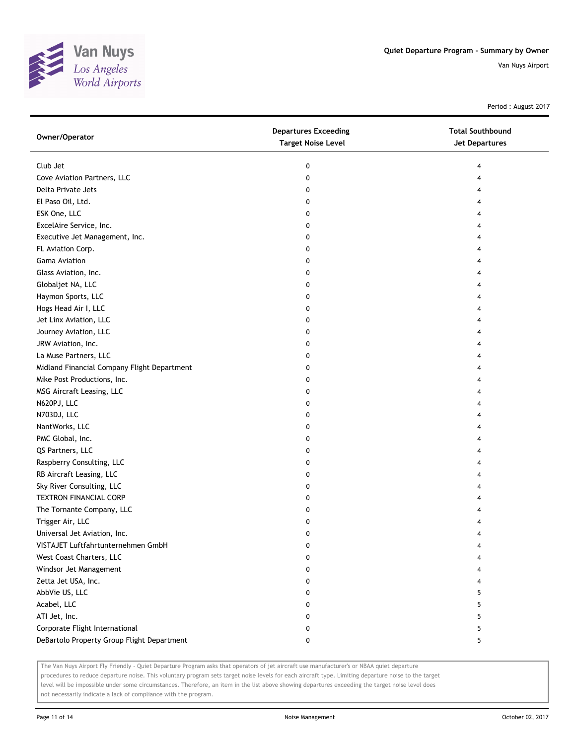# Quiet Departure Program - Summary by Owner

Van Nuys Airport

Period : August 2017

| Owner/Operator | Departures Exceeding Target Noise Level | Total Southbound Jet Departures |
|---|---|---|
| Club Jet | 0 | 4 |
| Cove Aviation Partners, LLC | 0 | 4 |
| Delta Private Jets | 0 | 4 |
| El Paso Oil, Ltd. | 0 | 4 |
| ESK One, LLC | 0 | 4 |
| ExcelAire Service, Inc. | 0 | 4 |
| Executive Jet Management, Inc. | 0 | 4 |
| FL Aviation Corp. | 0 | 4 |
| Gama Aviation | 0 | 4 |
| Glass Aviation, Inc. | 0 | 4 |
| Globaljet NA, LLC | 0 | 4 |
| Haymon Sports, LLC | 0 | 4 |
| Hogs Head Air I, LLC | 0 | 4 |
| Jet Linx Aviation, LLC | 0 | 4 |
| Journey Aviation, LLC | 0 | 4 |
| JRW Aviation, Inc. | 0 | 4 |
| La Muse Partners, LLC | 0 | 4 |
| Midland Financial Company Flight Department | 0 | 4 |
| Mike Post Productions, Inc. | 0 | 4 |
| MSG Aircraft Leasing, LLC | 0 | 4 |
| N620PJ, LLC | 0 | 4 |
| N703DJ, LLC | 0 | 4 |
| NantWorks, LLC | 0 | 4 |
| PMC Global, Inc. | 0 | 4 |
| QS Partners, LLC | 0 | 4 |
| Raspberry Consulting, LLC | 0 | 4 |
| RB Aircraft Leasing, LLC | 0 | 4 |
| Sky River Consulting, LLC | 0 | 4 |
| TEXTRON FINANCIAL CORP | 0 | 4 |
| The Tornante Company, LLC | 0 | 4 |
| Trigger Air, LLC | 0 | 4 |
| Universal Jet Aviation, Inc. | 0 | 4 |
| VISTAJET Luftfahrtunternehmen GmbH | 0 | 4 |
| West Coast Charters, LLC | 0 | 4 |
| Windsor Jet Management | 0 | 4 |
| Zetta Jet USA, Inc. | 0 | 4 |
| AbbVie US, LLC | 0 | 5 |
| Acabel, LLC | 0 | 5 |
| ATI Jet, Inc. | 0 | 5 |
| Corporate Flight International | 0 | 5 |
| DeBartolo Property Group Flight Department | 0 | 5 |

The Van Nuys Airport Fly Friendly - Quiet Departure Program asks that operators of jet aircraft use manufacturer's or NBAA quiet departure procedures to reduce departure noise. This voluntary program sets target noise levels for each aircraft type. Limiting departure noise to the target level will be impossible under some circumstances. Therefore, an item in the list above showing departures exceeding the target noise level does not necessarily indicate a lack of compliance with the program.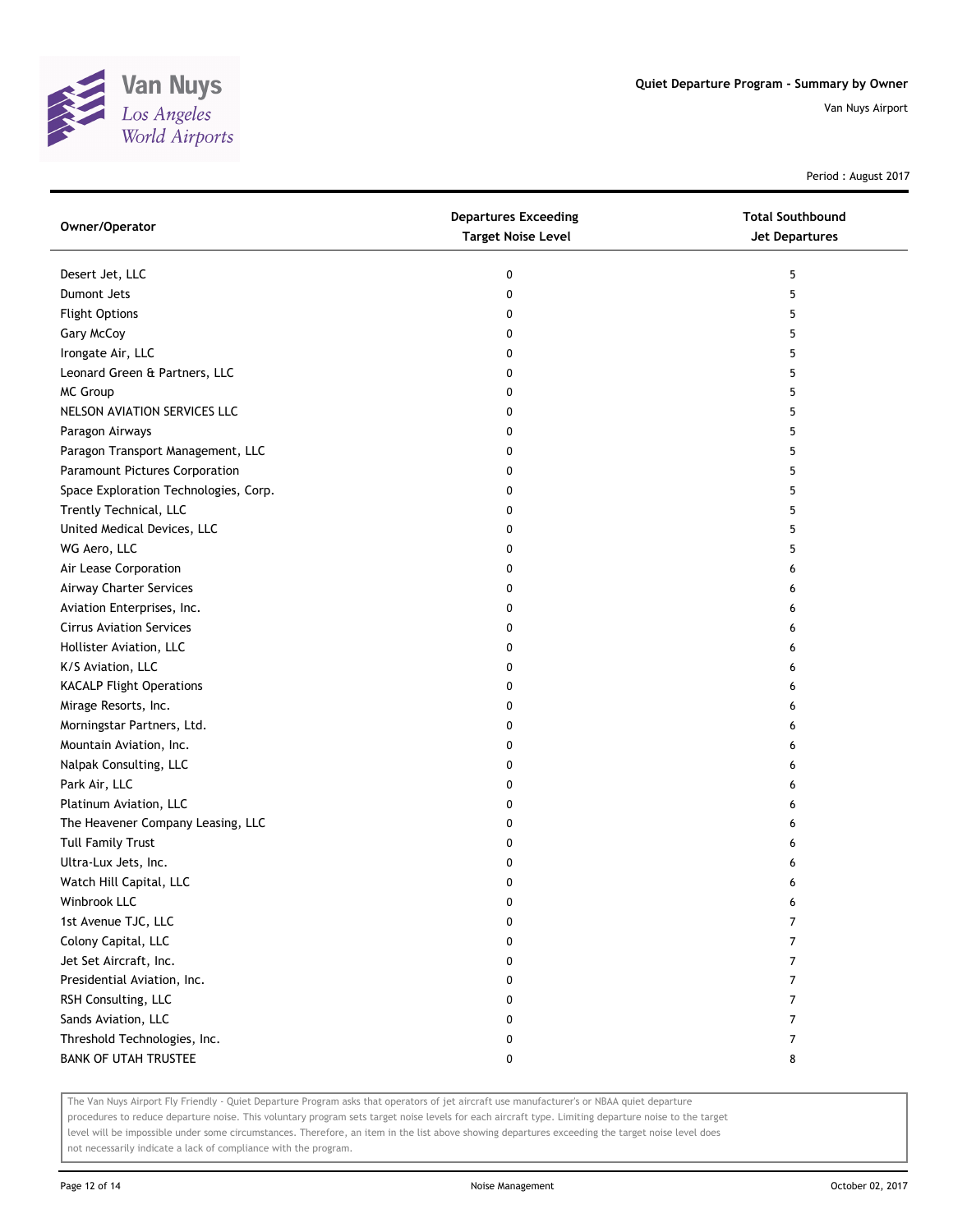Quiet Departure Program - Summary by Owner

Van Nuys Airport

Period : August 2017

| Owner/Operator | Departures Exceeding Target Noise Level | Total Southbound Jet Departures |
|---|---|---|
| Desert Jet, LLC | 0 | 5 |
| Dumont Jets | 0 | 5 |
| Flight Options | 0 | 5 |
| Gary McCoy | 0 | 5 |
| Irongate Air, LLC | 0 | 5 |
| Leonard Green & Partners, LLC | 0 | 5 |
| MC Group | 0 | 5 |
| NELSON AVIATION SERVICES LLC | 0 | 5 |
| Paragon Airways | 0 | 5 |
| Paragon Transport Management, LLC | 0 | 5 |
| Paramount Pictures Corporation | 0 | 5 |
| Space Exploration Technologies, Corp. | 0 | 5 |
| Trently Technical, LLC | 0 | 5 |
| United Medical Devices, LLC | 0 | 5 |
| WG Aero, LLC | 0 | 5 |
| Air Lease Corporation | 0 | 6 |
| Airway Charter Services | 0 | 6 |
| Aviation Enterprises, Inc. | 0 | 6 |
| Cirrus Aviation Services | 0 | 6 |
| Hollister Aviation, LLC | 0 | 6 |
| K/S Aviation, LLC | 0 | 6 |
| KACALP Flight Operations | 0 | 6 |
| Mirage Resorts, Inc. | 0 | 6 |
| Morningstar Partners, Ltd. | 0 | 6 |
| Mountain Aviation, Inc. | 0 | 6 |
| Nalpak Consulting, LLC | 0 | 6 |
| Park Air, LLC | 0 | 6 |
| Platinum Aviation, LLC | 0 | 6 |
| The Heavener Company Leasing, LLC | 0 | 6 |
| Tull Family Trust | 0 | 6 |
| Ultra-Lux Jets, Inc. | 0 | 6 |
| Watch Hill Capital, LLC | 0 | 6 |
| Winbrook LLC | 0 | 6 |
| 1st Avenue TJC, LLC | 0 | 7 |
| Colony Capital, LLC | 0 | 7 |
| Jet Set Aircraft, Inc. | 0 | 7 |
| Presidential Aviation, Inc. | 0 | 7 |
| RSH Consulting, LLC | 0 | 7 |
| Sands Aviation, LLC | 0 | 7 |
| Threshold Technologies, Inc. | 0 | 7 |
| BANK OF UTAH TRUSTEE | 0 | 8 |

The Van Nuys Airport Fly Friendly - Quiet Departure Program asks that operators of jet aircraft use manufacturer's or NBAA quiet departure procedures to reduce departure noise. This voluntary program sets target noise levels for each aircraft type. Limiting departure noise to the target level will be impossible under some circumstances. Therefore, an item in the list above showing departures exceeding the target noise level does not necessarily indicate a lack of compliance with the program.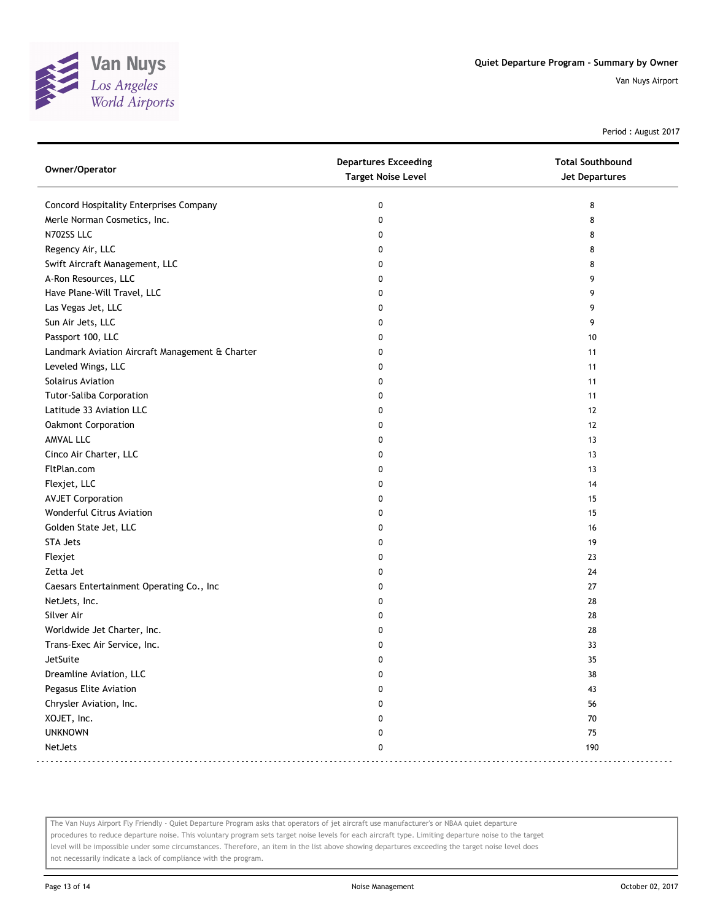# Quiet Departure Program - Summary by Owner

Van Nuys Airport

Period : August 2017

| Owner/Operator | Departures Exceeding Target Noise Level | Total Southbound Jet Departures |
|---|---|---|
| Concord Hospitality Enterprises Company | 0 | 8 |
| Merle Norman Cosmetics, Inc. | 0 | 8 |
| N702SS LLC | 0 | 8 |
| Regency Air, LLC | 0 | 8 |
| Swift Aircraft Management, LLC | 0 | 8 |
| A-Ron Resources, LLC | 0 | 9 |
| Have Plane-Will Travel, LLC | 0 | 9 |
| Las Vegas Jet, LLC | 0 | 9 |
| Sun Air Jets, LLC | 0 | 9 |
| Passport 100, LLC | 0 | 10 |
| Landmark Aviation Aircraft Management & Charter | 0 | 11 |
| Leveled Wings, LLC | 0 | 11 |
| Solairus Aviation | 0 | 11 |
| Tutor-Saliba Corporation | 0 | 11 |
| Latitude 33 Aviation LLC | 0 | 12 |
| Oakmont Corporation | 0 | 12 |
| AMVAL LLC | 0 | 13 |
| Cinco Air Charter, LLC | 0 | 13 |
| FltPlan.com | 0 | 13 |
| Flexjet, LLC | 0 | 14 |
| AVJET Corporation | 0 | 15 |
| Wonderful Citrus Aviation | 0 | 15 |
| Golden State Jet, LLC | 0 | 16 |
| STA Jets | 0 | 19 |
| Flexjet | 0 | 23 |
| Zetta Jet | 0 | 24 |
| Caesars Entertainment Operating Co., Inc | 0 | 27 |
| NetJets, Inc. | 0 | 28 |
| Silver Air | 0 | 28 |
| Worldwide Jet Charter, Inc. | 0 | 28 |
| Trans-Exec Air Service, Inc. | 0 | 33 |
| JetSuite | 0 | 35 |
| Dreamline Aviation, LLC | 0 | 38 |
| Pegasus Elite Aviation | 0 | 43 |
| Chrysler Aviation, Inc. | 0 | 56 |
| XOJET, Inc. | 0 | 70 |
| UNKNOWN | 0 | 75 |
| NetJets | 0 | 190 |

The Van Nuys Airport Fly Friendly - Quiet Departure Program asks that operators of jet aircraft use manufacturer's or NBAA quiet departure procedures to reduce departure noise. This voluntary program sets target noise levels for each aircraft type. Limiting departure noise to the target level will be impossible under some circumstances. Therefore, an item in the list above showing departures exceeding the target noise level does not necessarily indicate a lack of compliance with the program.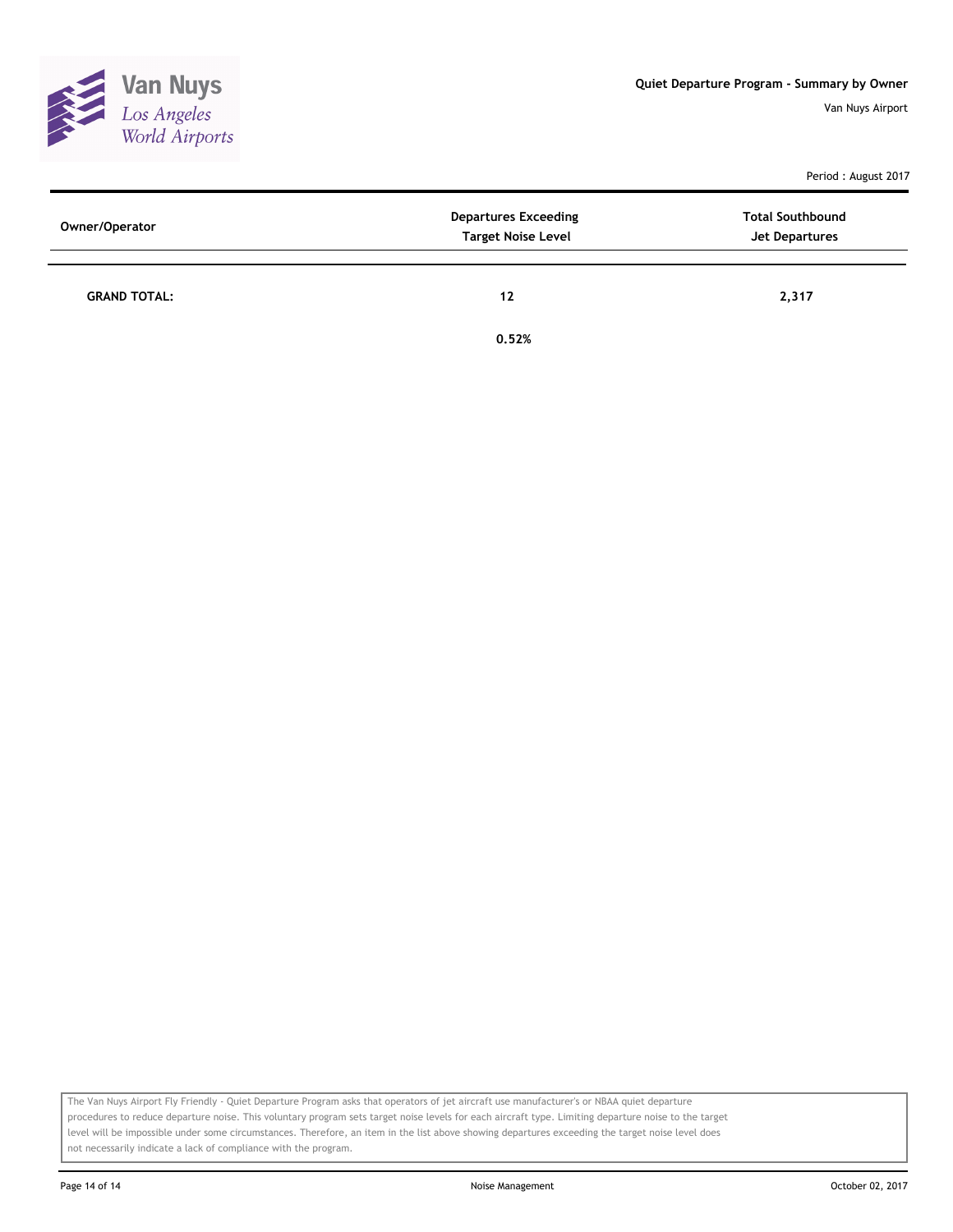## Quiet Departure Program - Summary by Owner

Van Nuys Airport

Period : August 2017

| Owner/Operator | Departures Exceeding Target Noise Level | Total Southbound Jet Departures |
|---|---|---|
| **GRAND TOTAL:** | **12** | **2,317** |
| | **0.52%** | |

The Van Nuys Airport Fly Friendly - Quiet Departure Program asks that operators of jet aircraft use manufacturer's or NBAA quiet departure procedures to reduce departure noise. This voluntary program sets target noise levels for each aircraft type. Limiting departure noise to the target level will be impossible under some circumstances. Therefore, an item in the list above showing departures exceeding the target noise level does not necessarily indicate a lack of compliance with the program.